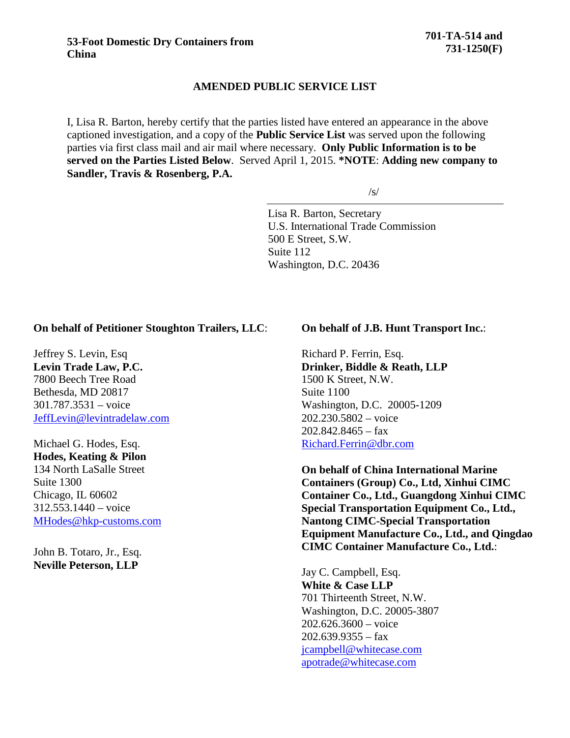**53-Foot Domestic Dry Containers from China**

**701-TA-514 and 731-1250(F)**

## AMENDED PUBLIC SERVICE LIST

I, Lisa R. Barton, hereby certify that the parties listed have entered an appearance in the above captioned investigation, and a copy of the **Public Service List** was served upon the following parties via first class mail and air mail where necessary. **Only Public Information is to be served on the Parties Listed Below**. Served April 1, 2015. ***NOTE**: **Adding new company to Sandler, Travis & Rosenberg, P.A.**

/s/

Lisa R. Barton, Secretary
U.S. International Trade Commission
500 E Street, S.W.
Suite 112
Washington, D.C. 20436

**On behalf of Petitioner Stoughton Trailers, LLC**:

Jeffrey S. Levin, Esq
**Levin Trade Law, P.C.**
7800 Beech Tree Road
Bethesda, MD 20817
301.787.3531 – voice
JeffLevin@levintradelaw.com

Michael G. Hodes, Esq.
**Hodes, Keating & Pilon**
134 North LaSalle Street
Suite 1300
Chicago, IL 60602
312.553.1440 – voice
MHodes@hkp-customs.com

John B. Totaro, Jr., Esq.
**Neville Peterson, LLP**

**On behalf of J.B. Hunt Transport Inc.**:

Richard P. Ferrin, Esq.
**Drinker, Biddle & Reath, LLP**
1500 K Street, N.W.
Suite 1100
Washington, D.C. 20005-1209
202.230.5802 – voice
202.842.8465 – fax
Richard.Ferrin@dbr.com

**On behalf of China International Marine Containers (Group) Co., Ltd, Xinhui CIMC Container Co., Ltd., Guangdong Xinhui CIMC Special Transportation Equipment Co., Ltd., Nantong CIMC-Special Transportation Equipment Manufacture Co., Ltd., and Qingdao CIMC Container Manufacture Co., Ltd.**:

Jay C. Campbell, Esq.
**White & Case LLP**
701 Thirteenth Street, N.W.
Washington, D.C. 20005-3807
202.626.3600 – voice
202.639.9355 – fax
jcampbell@whitecase.com
apotrade@whitecase.com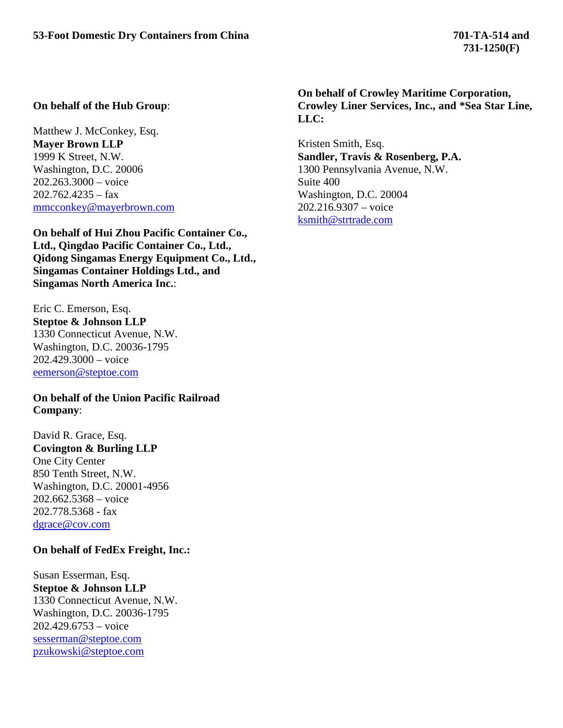**On behalf of the Hub Group**:

Matthew J. McConkey, Esq.
**Mayer Brown LLP**
1999 K Street, N.W.
Washington, D.C. 20006
202.263.3000 – voice
202.762.4235 – fax
mmcconkey@mayerbrown.com

**On behalf of Hui Zhou Pacific Container Co., Ltd., Qingdao Pacific Container Co., Ltd., Qidong Singamas Energy Equipment Co., Ltd., Singamas Container Holdings Ltd., and Singamas North America Inc.**:

Eric C. Emerson, Esq.
**Steptoe & Johnson LLP**
1330 Connecticut Avenue, N.W.
Washington, D.C. 20036-1795
202.429.3000 – voice
eemerson@steptoe.com

**On behalf of the Union Pacific Railroad Company**:

David R. Grace, Esq.
**Covington & Burling LLP**
One City Center
850 Tenth Street, N.W.
Washington, D.C. 20001-4956
202.662.5368 – voice
202.778.5368 - fax
dgrace@cov.com

**On behalf of FedEx Freight, Inc.:**

Susan Esserman, Esq.
**Steptoe & Johnson LLP**
1330 Connecticut Avenue, N.W.
Washington, D.C. 20036-1795
202.429.6753 – voice
sesserman@steptoe.com
pzukowski@steptoe.com

**On behalf of Crowley Maritime Corporation, Crowley Liner Services, Inc., and *Sea Star Line, LLC:**

Kristen Smith, Esq.
**Sandler, Travis & Rosenberg, P.A.**
1300 Pennsylvania Avenue, N.W.
Suite 400
Washington, D.C. 20004
202.216.9307 – voice
ksmith@strtrade.com